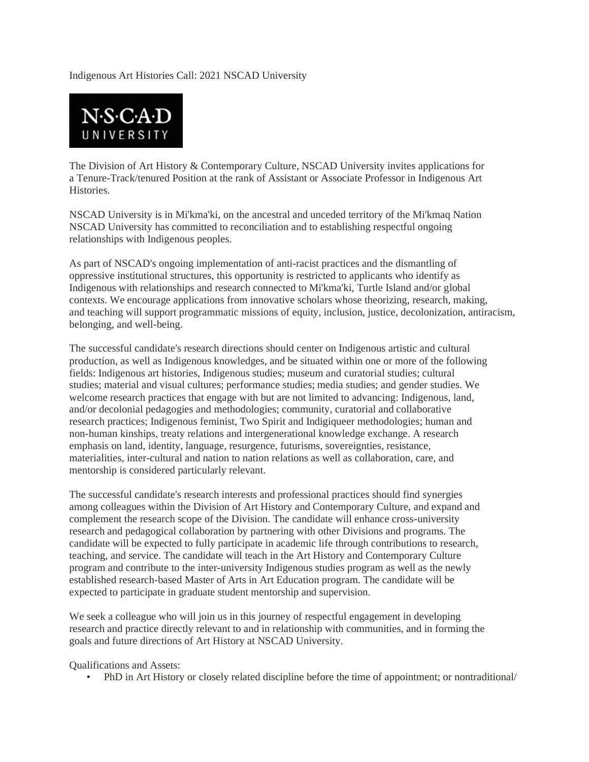Indigenous Art Histories Call: 2021 NSCAD University

The Division of Art History & Contemporary Culture, NSCAD University invites applications for a Tenure-Track/tenured Position at the rank of Assistant or Associate Professor in Indigenous Art Histories.

NSCAD University is in Mi'kma'ki, on the ancestral and unceded territory of the Mi'kmaq Nation NSCAD University has committed to reconciliation and to establishing respectful ongoing relationships with Indigenous peoples.

As part of NSCAD's ongoing implementation of anti-racist practices and the dismantling of oppressive institutional structures, this opportunity is restricted to applicants who identify as Indigenous with relationships and research connected to Mi'kma'ki, Turtle Island and/or global contexts. We encourage applications from innovative scholars whose theorizing, research, making, and teaching will support programmatic missions of equity, inclusion, justice, decolonization, antiracism, belonging, and well-being.

The successful candidate's research directions should center on Indigenous artistic and cultural production, as well as Indigenous knowledges, and be situated within one or more of the following fields: Indigenous art histories, Indigenous studies; museum and curatorial studies; cultural studies; material and visual cultures; performance studies; media studies; and gender studies. We welcome research practices that engage with but are not limited to advancing: Indigenous, land, and/or decolonial pedagogies and methodologies; community, curatorial and collaborative research practices; Indigenous feminist, Two Spirit and Indigiqueer methodologies; human and non-human kinships, treaty relations and intergenerational knowledge exchange. A research emphasis on land, identity, language, resurgence, futurisms, sovereignties, resistance, materialities, inter-cultural and nation to nation relations as well as collaboration, care, and mentorship is considered particularly relevant.

The successful candidate's research interests and professional practices should find synergies among colleagues within the Division of Art History and Contemporary Culture, and expand and complement the research scope of the Division. The candidate will enhance cross-university research and pedagogical collaboration by partnering with other Divisions and programs. The candidate will be expected to fully participate in academic life through contributions to research, teaching, and service. The candidate will teach in the Art History and Contemporary Culture program and contribute to the inter-university Indigenous studies program as well as the newly established research-based Master of Arts in Art Education program. The candidate will be expected to participate in graduate student mentorship and supervision.

We seek a colleague who will join us in this journey of respectful engagement in developing research and practice directly relevant to and in relationship with communities, and in forming the goals and future directions of Art History at NSCAD University.

Qualifications and Assets:

- PhD in Art History or closely related discipline before the time of appointment; or nontraditional/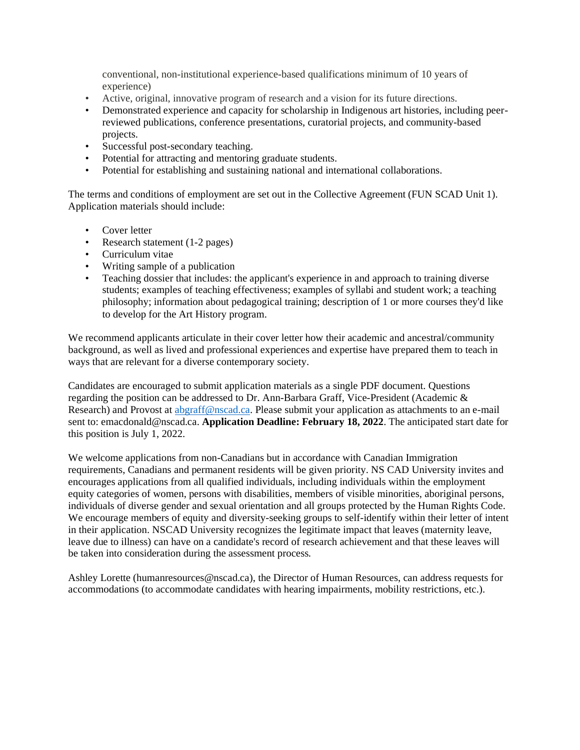conventional, non-institutional experience-based qualifications minimum of 10 years of experience)

- Active, original, innovative program of research and a vision for its future directions.
- Demonstrated experience and capacity for scholarship in Indigenous art histories, including peer-reviewed publications, conference presentations, curatorial projects, and community-based projects.
- Successful post-secondary teaching.
- Potential for attracting and mentoring graduate students.
- Potential for establishing and sustaining national and international collaborations.

The terms and conditions of employment are set out in the Collective Agreement (FUN SCAD Unit 1). Application materials should include:

- Cover letter
- Research statement (1-2 pages)
- Curriculum vitae
- Writing sample of a publication
- Teaching dossier that includes: the applicant's experience in and approach to training diverse students; examples of teaching effectiveness; examples of syllabi and student work; a teaching philosophy; information about pedagogical training; description of 1 or more courses they'd like to develop for the Art History program.

We recommend applicants articulate in their cover letter how their academic and ancestral/community background, as well as lived and professional experiences and expertise have prepared them to teach in ways that are relevant for a diverse contemporary society.

Candidates are encouraged to submit application materials as a single PDF document. Questions regarding the position can be addressed to Dr. Ann-Barbara Graff, Vice-President (Academic & Research) and Provost at [abgraff@nscad.ca](mailto:abgraff@nscad.ca). Please submit your application as attachments to an e-mail sent to: emacdonald@nscad.ca. **Application Deadline: February 18, 2022**. The anticipated start date for this position is July 1, 2022.

We welcome applications from non-Canadians but in accordance with Canadian Immigration requirements, Canadians and permanent residents will be given priority. NS CAD University invites and encourages applications from all qualified individuals, including individuals within the employment equity categories of women, persons with disabilities, members of visible minorities, aboriginal persons, individuals of diverse gender and sexual orientation and all groups protected by the Human Rights Code. We encourage members of equity and diversity-seeking groups to self-identify within their letter of intent in their application. NSCAD University recognizes the legitimate impact that leaves (maternity leave, leave due to illness) can have on a candidate's record of research achievement and that these leaves will be taken into consideration during the assessment process.

Ashley Lorette (humanresources@nscad.ca), the Director of Human Resources, can address requests for accommodations (to accommodate candidates with hearing impairments, mobility restrictions, etc.).